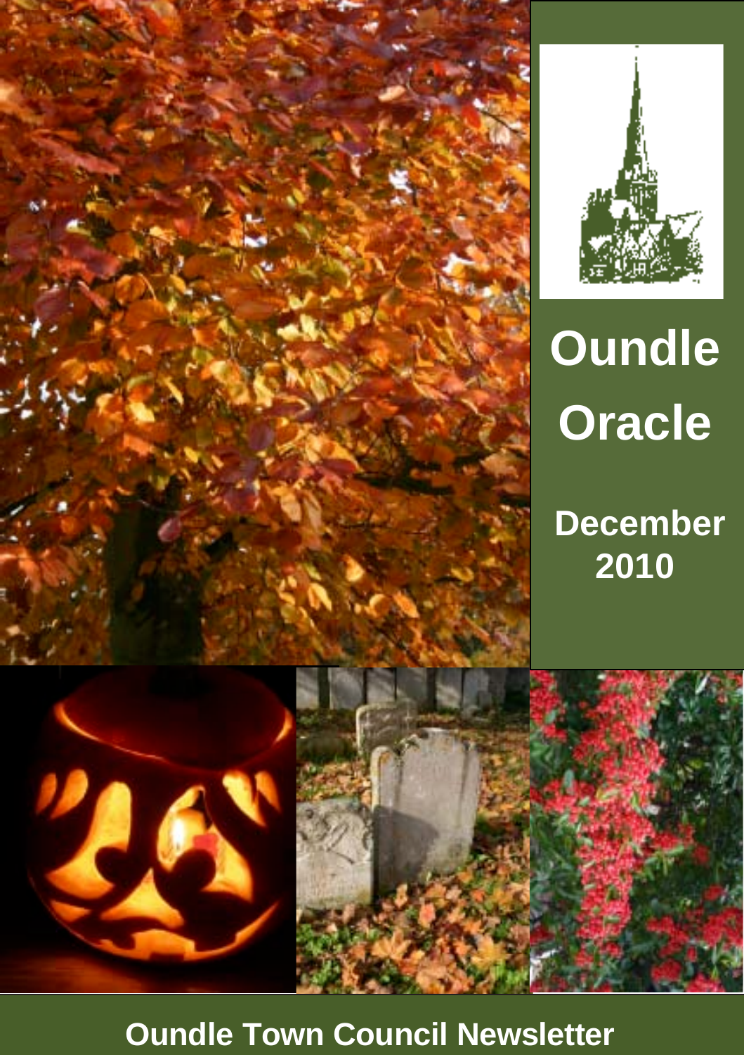# Oundle Oracle

## December 2010

**Oundle Town Council Newsletter**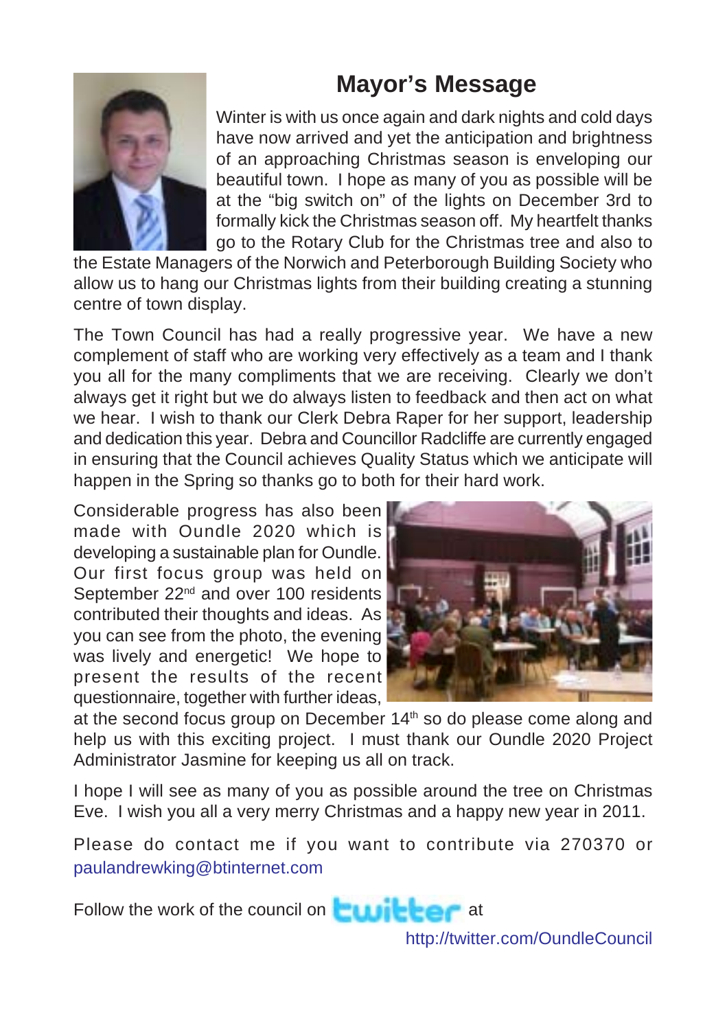# Mayor's Message

Winter is with us once again and dark nights and cold days have now arrived and yet the anticipation and brightness of an approaching Christmas season is enveloping our beautiful town. I hope as many of you as possible will be at the "big switch on" of the lights on December 3rd to formally kick the Christmas season off. My heartfelt thanks go to the Rotary Club for the Christmas tree and also to the Estate Managers of the Norwich and Peterborough Building Society who allow us to hang our Christmas lights from their building creating a stunning centre of town display.

The Town Council has had a really progressive year. We have a new complement of staff who are working very effectively as a team and I thank you all for the many compliments that we are receiving. Clearly we don't always get it right but we do always listen to feedback and then act on what we hear. I wish to thank our Clerk Debra Raper for her support, leadership and dedication this year. Debra and Councillor Radcliffe are currently engaged in ensuring that the Council achieves Quality Status which we anticipate will happen in the Spring so thanks go to both for their hard work.

Considerable progress has also been made with Oundle 2020 which is developing a sustainable plan for Oundle. Our first focus group was held on September 22nd and over 100 residents contributed their thoughts and ideas. As you can see from the photo, the evening was lively and energetic! We hope to present the results of the recent questionnaire, together with further ideas, at the second focus group on December 14th so do please come along and help us with this exciting project. I must thank our Oundle 2020 Project Administrator Jasmine for keeping us all on track.

I hope I will see as many of you as possible around the tree on Christmas Eve. I wish you all a very merry Christmas and a happy new year in 2011.

Please do contact me if you want to contribute via 270370 or paulandrewking@btinternet.com

Follow the work of the council on twitter at http://twitter.com/OundleCouncil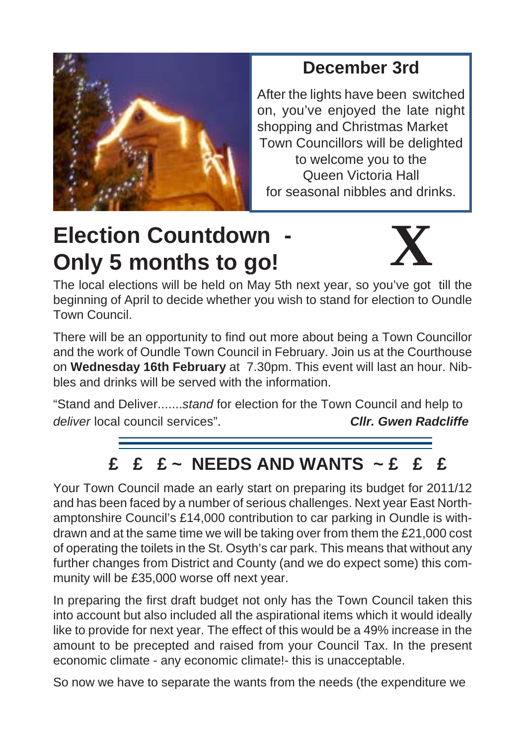## December 3rd

After the lights have been switched on, you've enjoyed the late night shopping and Christmas Market Town Councillors will be delighted to welcome you to the Queen Victoria Hall for seasonal nibbles and drinks.

# Election Countdown - Only 5 months to go!

X

The local elections will be held on May 5th next year, so you've got till the beginning of April to decide whether you wish to stand for election to Oundle Town Council.

There will be an opportunity to find out more about being a Town Councillor and the work of Oundle Town Council in February. Join us at the Courthouse on **Wednesday 16th February** at 7.30pm. This event will last an hour. Nibbles and drinks will be served with the information.

"Stand and Deliver.......*stand* for election for the Town Council and help to *deliver* local council services". ***Cllr. Gwen Radcliffe***

## £ £ £ ~ NEEDS AND WANTS ~ £ £ £

Your Town Council made an early start on preparing its budget for 2011/12 and has been faced by a number of serious challenges. Next year East Northamptonshire Council's £14,000 contribution to car parking in Oundle is withdrawn and at the same time we will be taking over from them the £21,000 cost of operating the toilets in the St. Osyth's car park. This means that without any further changes from District and County (and we do expect some) this community will be £35,000 worse off next year.

In preparing the first draft budget not only has the Town Council taken this into account but also included all the aspirational items which it would ideally like to provide for next year. The effect of this would be a 49% increase in the amount to be precepted and raised from your Council Tax. In the present economic climate - any economic climate!- this is unacceptable.

So now we have to separate the wants from the needs (the expenditure we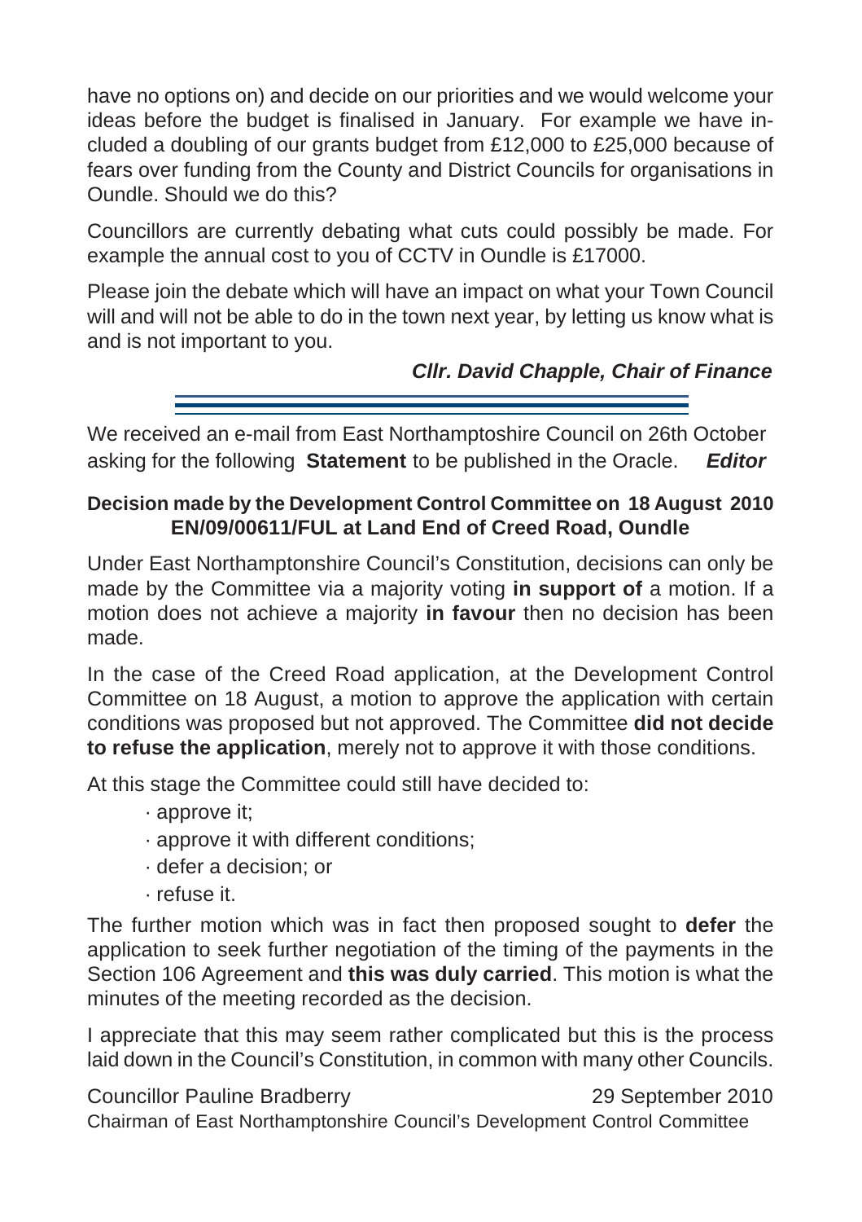have no options on) and decide on our priorities and we would welcome your ideas before the budget is finalised in January. For example we have included a doubling of our grants budget from £12,000 to £25,000 because of fears over funding from the County and District Councils for organisations in Oundle. Should we do this?

Councillors are currently debating what cuts could possibly be made. For example the annual cost to you of CCTV in Oundle is £17000.

Please join the debate which will have an impact on what your Town Council will and will not be able to do in the town next year, by letting us know what is and is not important to you.

***Cllr. David Chapple, Chair of Finance***

---

We received an e-mail from East Northamptoshire Council on 26th October asking for the following **Statement** to be published in the Oracle. ***Editor***

**Decision made by the Development Control Committee on 18 August 2010**
**EN/09/00611/FUL at Land End of Creed Road, Oundle**

Under East Northamptonshire Council's Constitution, decisions can only be made by the Committee via a majority voting **in support of** a motion. If a motion does not achieve a majority **in favour** then no decision has been made.

In the case of the Creed Road application, at the Development Control Committee on 18 August, a motion to approve the application with certain conditions was proposed but not approved. The Committee **did not decide to refuse the application**, merely not to approve it with those conditions.

At this stage the Committee could still have decided to:

- approve it;
- approve it with different conditions;
- defer a decision; or
- refuse it.

The further motion which was in fact then proposed sought to **defer** the application to seek further negotiation of the timing of the payments in the Section 106 Agreement and **this was duly carried**. This motion is what the minutes of the meeting recorded as the decision.

I appreciate that this may seem rather complicated but this is the process laid down in the Council's Constitution, in common with many other Councils.

Councillor Pauline Bradberry — 29 September 2010
Chairman of East Northamptonshire Council's Development Control Committee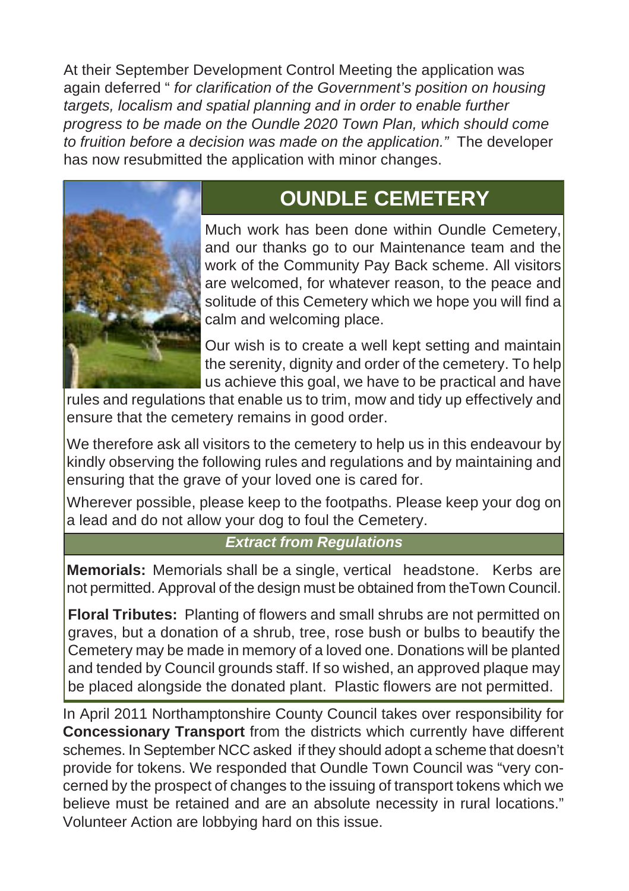At their September Development Control Meeting the application was again deferred " *for clarification of the Government's position on housing targets, localism and spatial planning and in order to enable further progress to be made on the Oundle 2020 Town Plan, which should come to fruition before a decision was made on the application."* The developer has now resubmitted the application with minor changes.

## OUNDLE CEMETERY

Much work has been done within Oundle Cemetery, and our thanks go to our Maintenance team and the work of the Community Pay Back scheme. All visitors are welcomed, for whatever reason, to the peace and solitude of this Cemetery which we hope you will find a calm and welcoming place.

Our wish is to create a well kept setting and maintain the serenity, dignity and order of the cemetery. To help us achieve this goal, we have to be practical and have rules and regulations that enable us to trim, mow and tidy up effectively and ensure that the cemetery remains in good order.

We therefore ask all visitors to the cemetery to help us in this endeavour by kindly observing the following rules and regulations and by maintaining and ensuring that the grave of your loved one is cared for.

Wherever possible, please keep to the footpaths. Please keep your dog on a lead and do not allow your dog to foul the Cemetery.

### *Extract from Regulations*

**Memorials:** Memorials shall be a single, vertical headstone. Kerbs are not permitted. Approval of the design must be obtained from theTown Council.

**Floral Tributes:** Planting of flowers and small shrubs are not permitted on graves, but a donation of a shrub, tree, rose bush or bulbs to beautify the Cemetery may be made in memory of a loved one. Donations will be planted and tended by Council grounds staff. If so wished, an approved plaque may be placed alongside the donated plant. Plastic flowers are not permitted.

In April 2011 Northamptonshire County Council takes over responsibility for **Concessionary Transport** from the districts which currently have different schemes. In September NCC asked if they should adopt a scheme that doesn't provide for tokens. We responded that Oundle Town Council was "very concerned by the prospect of changes to the issuing of transport tokens which we believe must be retained and are an absolute necessity in rural locations." Volunteer Action are lobbying hard on this issue.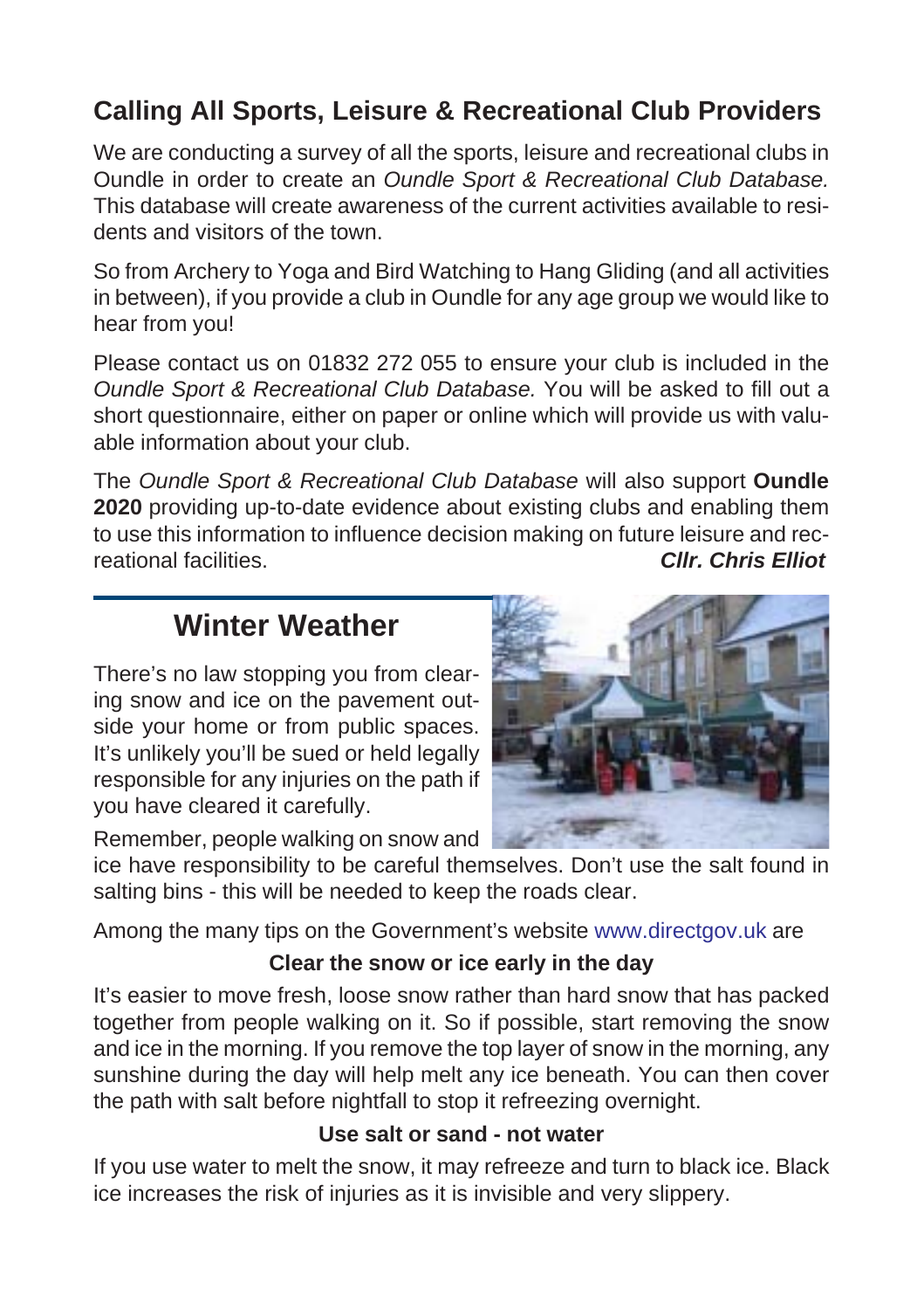## Calling All Sports, Leisure & Recreational Club Providers

We are conducting a survey of all the sports, leisure and recreational clubs in Oundle in order to create an *Oundle Sport & Recreational Club Database.* This database will create awareness of the current activities available to residents and visitors of the town.

So from Archery to Yoga and Bird Watching to Hang Gliding (and all activities in between), if you provide a club in Oundle for any age group we would like to hear from you!

Please contact us on 01832 272 055 to ensure your club is included in the *Oundle Sport & Recreational Club Database.* You will be asked to fill out a short questionnaire, either on paper or online which will provide us with valuable information about your club.

The *Oundle Sport & Recreational Club Database* will also support **Oundle 2020** providing up-to-date evidence about existing clubs and enabling them to use this information to influence decision making on future leisure and recreational facilities.

***Cllr. Chris Elliot***

## Winter Weather

There's no law stopping you from clearing snow and ice on the pavement outside your home or from public spaces. It's unlikely you'll be sued or held legally responsible for any injuries on the path if you have cleared it carefully.

Remember, people walking on snow and ice have responsibility to be careful themselves. Don't use the salt found in salting bins - this will be needed to keep the roads clear.

Among the many tips on the Government's website www.directgov.uk are

**Clear the snow or ice early in the day**

It's easier to move fresh, loose snow rather than hard snow that has packed together from people walking on it. So if possible, start removing the snow and ice in the morning. If you remove the top layer of snow in the morning, any sunshine during the day will help melt any ice beneath. You can then cover the path with salt before nightfall to stop it refreezing overnight.

**Use salt or sand - not water**

If you use water to melt the snow, it may refreeze and turn to black ice. Black ice increases the risk of injuries as it is invisible and very slippery.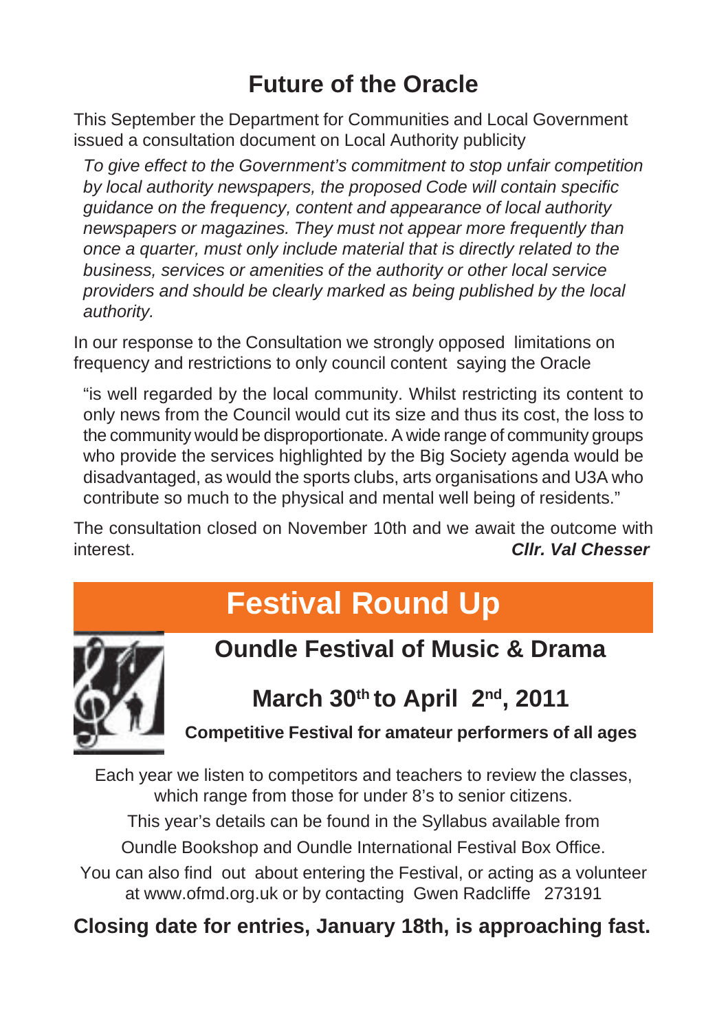# Future of the Oracle

This September the Department for Communities and Local Government issued a consultation document on Local Authority publicity

> *To give effect to the Government's commitment to stop unfair competition by local authority newspapers, the proposed Code will contain specific guidance on the frequency, content and appearance of local authority newspapers or magazines. They must not appear more frequently than once a quarter, must only include material that is directly related to the business, services or amenities of the authority or other local service providers and should be clearly marked as being published by the local authority.*

In our response to the Consultation we strongly opposed limitations on frequency and restrictions to only council content saying the Oracle

> "is well regarded by the local community. Whilst restricting its content to only news from the Council would cut its size and thus its cost, the loss to the community would be disproportionate. A wide range of community groups who provide the services highlighted by the Big Society agenda would be disadvantaged, as would the sports clubs, arts organisations and U3A who contribute so much to the physical and mental well being of residents."

The consultation closed on November 10th and we await the outcome with interest.

***Cllr. Val Chesser***

# Festival Round Up

## Oundle Festival of Music & Drama

## March 30th to April 2nd, 2011

**Competitive Festival for amateur performers of all ages**

Each year we listen to competitors and teachers to review the classes, which range from those for under 8's to senior citizens.

This year's details can be found in the Syllabus available from

Oundle Bookshop and Oundle International Festival Box Office.

You can also find out about entering the Festival, or acting as a volunteer at www.ofmd.org.uk or by contacting Gwen Radcliffe 273191

**Closing date for entries, January 18th, is approaching fast.**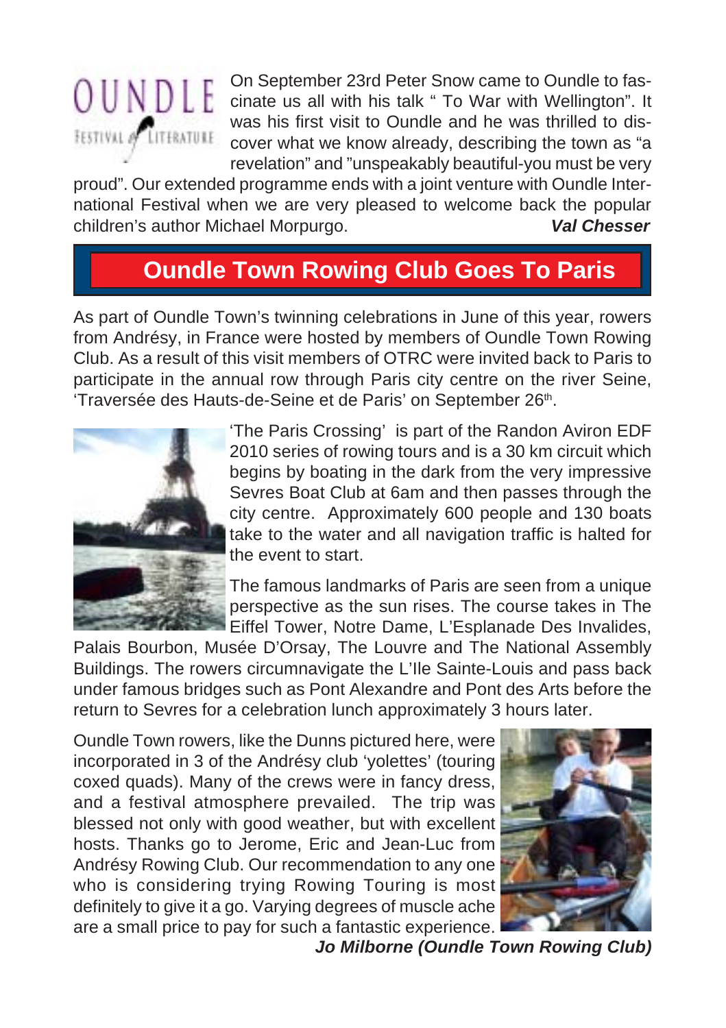On September 23rd Peter Snow came to Oundle to fascinate us all with his talk " To War with Wellington". It was his first visit to Oundle and he was thrilled to discover what we know already, describing the town as "a revelation" and "unspeakably beautiful-you must be very proud". Our extended programme ends with a joint venture with Oundle International Festival when we are very pleased to welcome back the popular children's author Michael Morpurgo.

***Val Chesser***

## Oundle Town Rowing Club Goes To Paris

As part of Oundle Town's twinning celebrations in June of this year, rowers from Andrésy, in France were hosted by members of Oundle Town Rowing Club. As a result of this visit members of OTRC were invited back to Paris to participate in the annual row through Paris city centre on the river Seine, 'Traversée des Hauts-de-Seine et de Paris' on September 26th.

'The Paris Crossing' is part of the Randon Aviron EDF 2010 series of rowing tours and is a 30 km circuit which begins by boating in the dark from the very impressive Sevres Boat Club at 6am and then passes through the city centre. Approximately 600 people and 130 boats take to the water and all navigation traffic is halted for the event to start.

The famous landmarks of Paris are seen from a unique perspective as the sun rises. The course takes in The Eiffel Tower, Notre Dame, L'Esplanade Des Invalides, Palais Bourbon, Musée D'Orsay, The Louvre and The National Assembly Buildings. The rowers circumnavigate the L'Ile Sainte-Louis and pass back under famous bridges such as Pont Alexandre and Pont des Arts before the return to Sevres for a celebration lunch approximately 3 hours later.

Oundle Town rowers, like the Dunns pictured here, were incorporated in 3 of the Andrésy club 'yolettes' (touring coxed quads). Many of the crews were in fancy dress, and a festival atmosphere prevailed. The trip was blessed not only with good weather, but with excellent hosts. Thanks go to Jerome, Eric and Jean-Luc from Andrésy Rowing Club. Our recommendation to any one who is considering trying Rowing Touring is most definitely to give it a go. Varying degrees of muscle ache are a small price to pay for such a fantastic experience.

***Jo Milborne (Oundle Town Rowing Club)***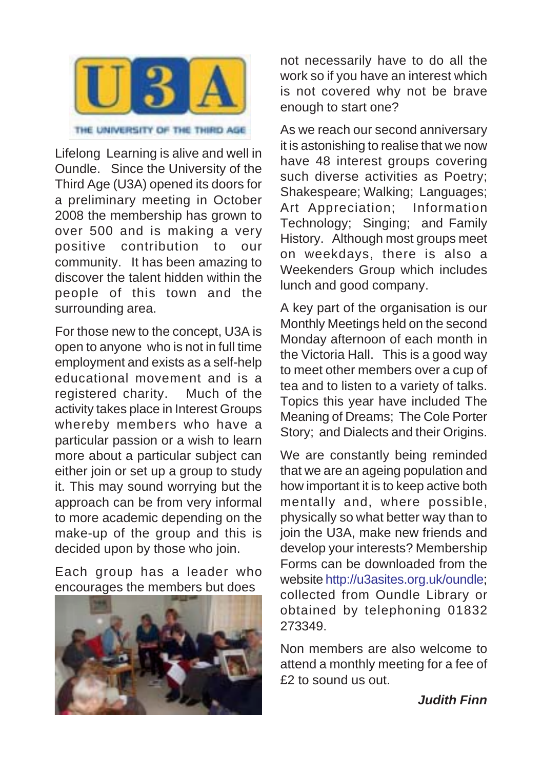Lifelong Learning is alive and well in Oundle. Since the University of the Third Age (U3A) opened its doors for a preliminary meeting in October 2008 the membership has grown to over 500 and is making a very positive contribution to our community. It has been amazing to discover the talent hidden within the people of this town and the surrounding area.

For those new to the concept, U3A is open to anyone who is not in full time employment and exists as a self-help educational movement and is a registered charity. Much of the activity takes place in Interest Groups whereby members who have a particular passion or a wish to learn more about a particular subject can either join or set up a group to study it. This may sound worrying but the approach can be from very informal to more academic depending on the make-up of the group and this is decided upon by those who join.

Each group has a leader who encourages the members but does not necessarily have to do all the work so if you have an interest which is not covered why not be brave enough to start one?

As we reach our second anniversary it is astonishing to realise that we now have 48 interest groups covering such diverse activities as Poetry; Shakespeare; Walking; Languages; Art Appreciation; Information Technology; Singing; and Family History. Although most groups meet on weekdays, there is also a Weekenders Group which includes lunch and good company.

A key part of the organisation is our Monthly Meetings held on the second Monday afternoon of each month in the Victoria Hall. This is a good way to meet other members over a cup of tea and to listen to a variety of talks. Topics this year have included The Meaning of Dreams; The Cole Porter Story; and Dialects and their Origins.

We are constantly being reminded that we are an ageing population and how important it is to keep active both mentally and, where possible, physically so what better way than to join the U3A, make new friends and develop your interests? Membership Forms can be downloaded from the website http://u3asites.org.uk/oundle; collected from Oundle Library or obtained by telephoning 01832 273349.

Non members are also welcome to attend a monthly meeting for a fee of £2 to sound us out.

***Judith Finn***